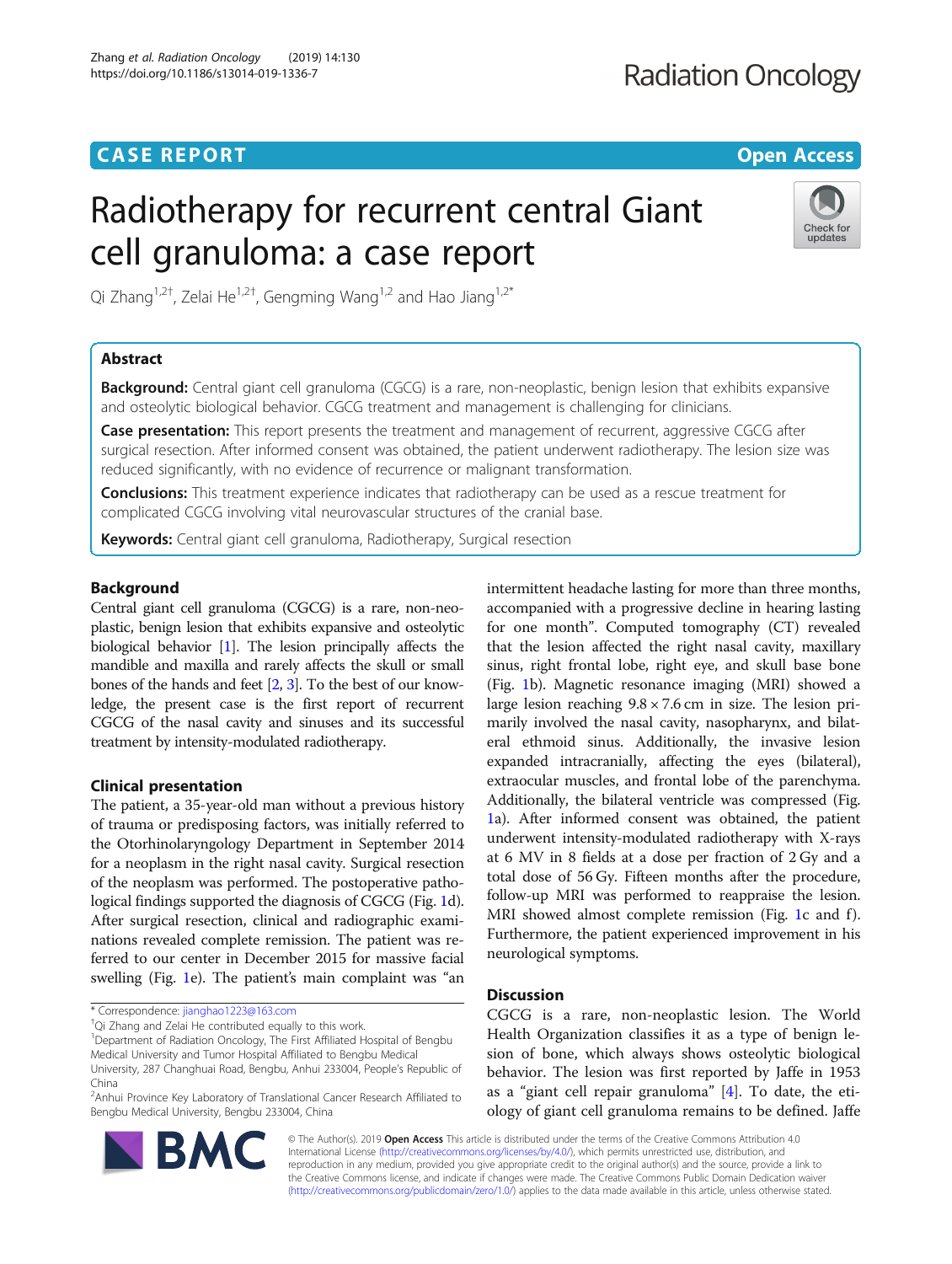CASE REPORT

Open Access

# Radiotherapy for recurrent central Giant cell granuloma: a case report

Qi Zhang[1,2†], Zelai He[1,2†], Gengming Wang[1,2] and Hao Jiang[1,2*]

## Abstract

**Background:** Central giant cell granuloma (CGCG) is a rare, non-neoplastic, benign lesion that exhibits expansive and osteolytic biological behavior. CGCG treatment and management is challenging for clinicians.

**Case presentation:** This report presents the treatment and management of recurrent, aggressive CGCG after surgical resection. After informed consent was obtained, the patient underwent radiotherapy. The lesion size was reduced significantly, with no evidence of recurrence or malignant transformation.

**Conclusions:** This treatment experience indicates that radiotherapy can be used as a rescue treatment for complicated CGCG involving vital neurovascular structures of the cranial base.

**Keywords:** Central giant cell granuloma, Radiotherapy, Surgical resection

## Background

Central giant cell granuloma (CGCG) is a rare, non-neoplastic, benign lesion that exhibits expansive and osteolytic biological behavior [1]. The lesion principally affects the mandible and maxilla and rarely affects the skull or small bones of the hands and feet [2, 3]. To the best of our knowledge, the present case is the first report of recurrent CGCG of the nasal cavity and sinuses and its successful treatment by intensity-modulated radiotherapy.

## Clinical presentation

The patient, a 35-year-old man without a previous history of trauma or predisposing factors, was initially referred to the Otorhinolaryngology Department in September 2014 for a neoplasm in the right nasal cavity. Surgical resection of the neoplasm was performed. The postoperative pathological findings supported the diagnosis of CGCG (Fig. 1d). After surgical resection, clinical and radiographic examinations revealed complete remission. The patient was referred to our center in December 2015 for massive facial swelling (Fig. 1e). The patient's main complaint was "an intermittent headache lasting for more than three months, accompanied with a progressive decline in hearing lasting for one month". Computed tomography (CT) revealed that the lesion affected the right nasal cavity, maxillary sinus, right frontal lobe, right eye, and skull base bone (Fig. 1b). Magnetic resonance imaging (MRI) showed a large lesion reaching 9.8 × 7.6 cm in size. The lesion primarily involved the nasal cavity, nasopharynx, and bilateral ethmoid sinus. Additionally, the invasive lesion expanded intracranially, affecting the eyes (bilateral), extraocular muscles, and frontal lobe of the parenchyma. Additionally, the bilateral ventricle was compressed (Fig. 1a). After informed consent was obtained, the patient underwent intensity-modulated radiotherapy with X-rays at 6 MV in 8 fields at a dose per fraction of 2 Gy and a total dose of 56 Gy. Fifteen months after the procedure, follow-up MRI was performed to reappraise the lesion. MRI showed almost complete remission (Fig. 1c and f). Furthermore, the patient experienced improvement in his neurological symptoms.

## Discussion

CGCG is a rare, non-neoplastic lesion. The World Health Organization classifies it as a type of benign lesion of bone, which always shows osteolytic biological behavior. The lesion was first reported by Jaffe in 1953 as a "giant cell repair granuloma" [4]. To date, the etiology of giant cell granuloma remains to be defined. Jaffe

* Correspondence: jianghao1223@163.com
†Qi Zhang and Zelai He contributed equally to this work.
[1]Department of Radiation Oncology, The First Affiliated Hospital of Bengbu Medical University and Tumor Hospital Affiliated to Bengbu Medical University, 287 Changhuai Road, Bengbu, Anhui 233004, People's Republic of China
[2]Anhui Province Key Laboratory of Translational Cancer Research Affiliated to Bengbu Medical University, Bengbu 233004, China

© The Author(s). 2019 **Open Access** This article is distributed under the terms of the Creative Commons Attribution 4.0 International License (http://creativecommons.org/licenses/by/4.0/), which permits unrestricted use, distribution, and reproduction in any medium, provided you give appropriate credit to the original author(s) and the source, provide a link to the Creative Commons license, and indicate if changes were made. The Creative Commons Public Domain Dedication waiver (http://creativecommons.org/publicdomain/zero/1.0/) applies to the data made available in this article, unless otherwise stated.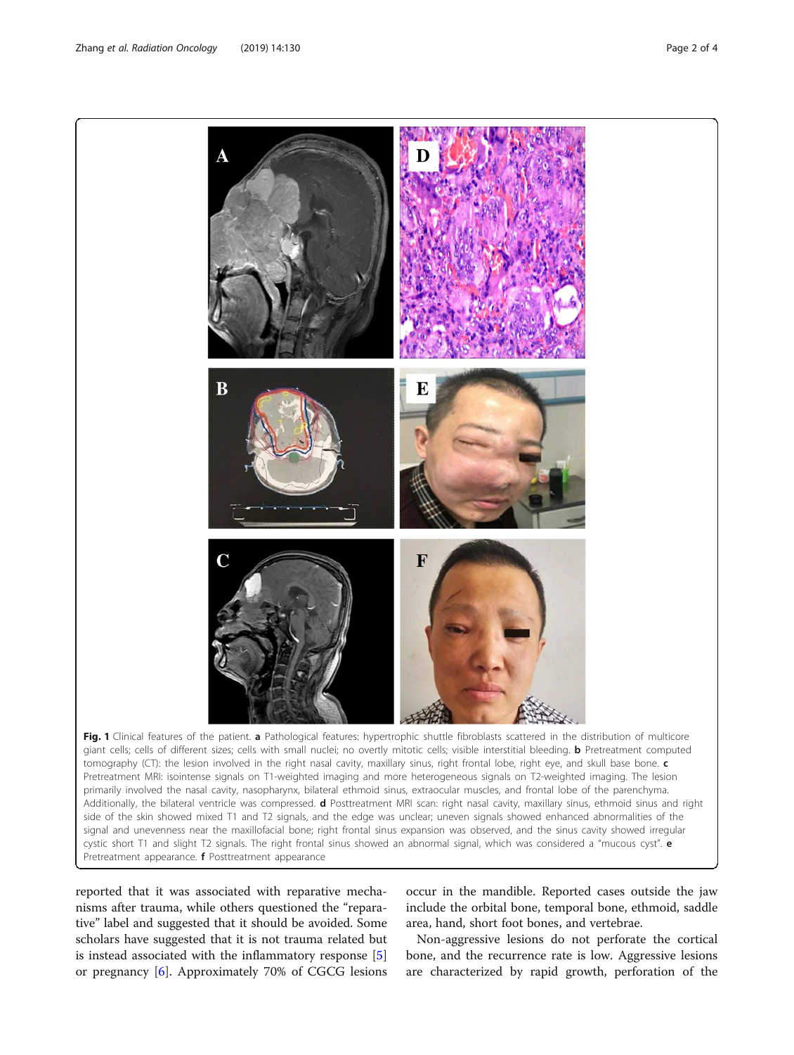**Fig. 1** Clinical features of the patient. **a** Pathological features: hypertrophic shuttle fibroblasts scattered in the distribution of multicore giant cells; cells of different sizes; cells with small nuclei; no overtly mitotic cells; visible interstitial bleeding. **b** Pretreatment computed tomography (CT): the lesion involved in the right nasal cavity, maxillary sinus, right frontal lobe, right eye, and skull base bone. **c** Pretreatment MRI: isointense signals on T1-weighted imaging and more heterogeneous signals on T2-weighted imaging. The lesion primarily involved the nasal cavity, nasopharynx, bilateral ethmoid sinus, extraocular muscles, and frontal lobe of the parenchyma. Additionally, the bilateral ventricle was compressed. **d** Posttreatment MRI scan: right nasal cavity, maxillary sinus, ethmoid sinus and right side of the skin showed mixed T1 and T2 signals, and the edge was unclear; uneven signals showed enhanced abnormalities of the signal and unevenness near the maxillofacial bone; right frontal sinus expansion was observed, and the sinus cavity showed irregular cystic short T1 and slight T2 signals. The right frontal sinus showed an abnormal signal, which was considered a "mucous cyst". **e** Pretreatment appearance. **f** Posttreatment appearance

reported that it was associated with reparative mechanisms after trauma, while others questioned the "reparative" label and suggested that it should be avoided. Some scholars have suggested that it is not trauma related but is instead associated with the inflammatory response [5] or pregnancy [6]. Approximately 70% of CGCG lesions occur in the mandible. Reported cases outside the jaw include the orbital bone, temporal bone, ethmoid, saddle area, hand, short foot bones, and vertebrae.

Non-aggressive lesions do not perforate the cortical bone, and the recurrence rate is low. Aggressive lesions are characterized by rapid growth, perforation of the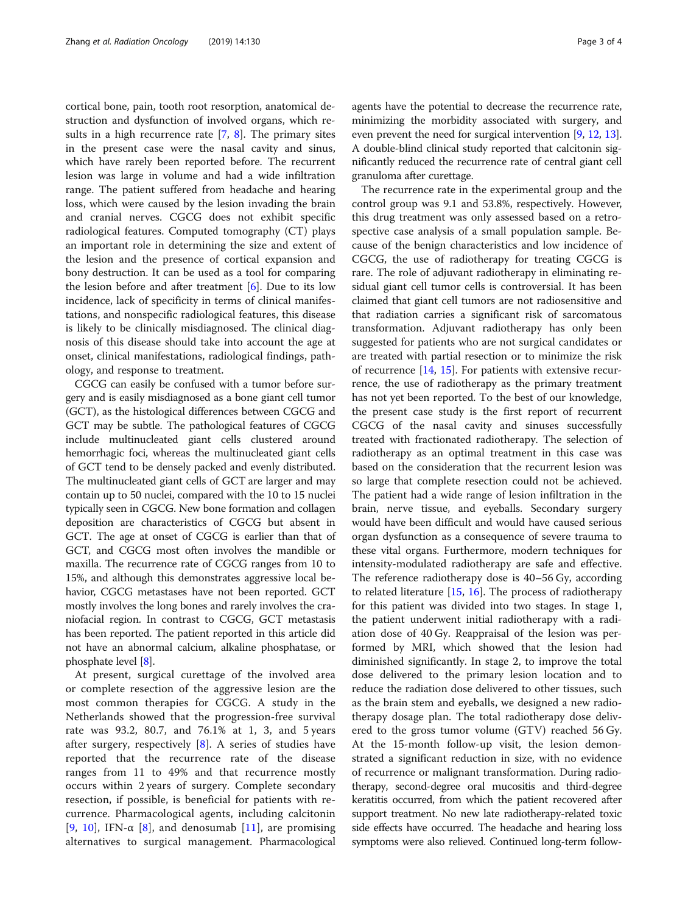cortical bone, pain, tooth root resorption, anatomical destruction and dysfunction of involved organs, which results in a high recurrence rate [7, 8]. The primary sites in the present case were the nasal cavity and sinus, which have rarely been reported before. The recurrent lesion was large in volume and had a wide infiltration range. The patient suffered from headache and hearing loss, which were caused by the lesion invading the brain and cranial nerves. CGCG does not exhibit specific radiological features. Computed tomography (CT) plays an important role in determining the size and extent of the lesion and the presence of cortical expansion and bony destruction. It can be used as a tool for comparing the lesion before and after treatment [6]. Due to its low incidence, lack of specificity in terms of clinical manifestations, and nonspecific radiological features, this disease is likely to be clinically misdiagnosed. The clinical diagnosis of this disease should take into account the age at onset, clinical manifestations, radiological findings, pathology, and response to treatment.

CGCG can easily be confused with a tumor before surgery and is easily misdiagnosed as a bone giant cell tumor (GCT), as the histological differences between CGCG and GCT may be subtle. The pathological features of CGCG include multinucleated giant cells clustered around hemorrhagic foci, whereas the multinucleated giant cells of GCT tend to be densely packed and evenly distributed. The multinucleated giant cells of GCT are larger and may contain up to 50 nuclei, compared with the 10 to 15 nuclei typically seen in CGCG. New bone formation and collagen deposition are characteristics of CGCG but absent in GCT. The age at onset of CGCG is earlier than that of GCT, and CGCG most often involves the mandible or maxilla. The recurrence rate of CGCG ranges from 10 to 15%, and although this demonstrates aggressive local behavior, CGCG metastases have not been reported. GCT mostly involves the long bones and rarely involves the craniofacial region. In contrast to CGCG, GCT metastasis has been reported. The patient reported in this article did not have an abnormal calcium, alkaline phosphatase, or phosphate level [8].

At present, surgical curettage of the involved area or complete resection of the aggressive lesion are the most common therapies for CGCG. A study in the Netherlands showed that the progression-free survival rate was 93.2, 80.7, and 76.1% at 1, 3, and 5 years after surgery, respectively [8]. A series of studies have reported that the recurrence rate of the disease ranges from 11 to 49% and that recurrence mostly occurs within 2 years of surgery. Complete secondary resection, if possible, is beneficial for patients with recurrence. Pharmacological agents, including calcitonin [9, 10], IFN-α [8], and denosumab [11], are promising alternatives to surgical management. Pharmacological agents have the potential to decrease the recurrence rate, minimizing the morbidity associated with surgery, and even prevent the need for surgical intervention [9, 12, 13]. A double-blind clinical study reported that calcitonin significantly reduced the recurrence rate of central giant cell granuloma after curettage.

The recurrence rate in the experimental group and the control group was 9.1 and 53.8%, respectively. However, this drug treatment was only assessed based on a retrospective case analysis of a small population sample. Because of the benign characteristics and low incidence of CGCG, the use of radiotherapy for treating CGCG is rare. The role of adjuvant radiotherapy in eliminating residual giant cell tumor cells is controversial. It has been claimed that giant cell tumors are not radiosensitive and that radiation carries a significant risk of sarcomatous transformation. Adjuvant radiotherapy has only been suggested for patients who are not surgical candidates or are treated with partial resection or to minimize the risk of recurrence [14, 15]. For patients with extensive recurrence, the use of radiotherapy as the primary treatment has not yet been reported. To the best of our knowledge, the present case study is the first report of recurrent CGCG of the nasal cavity and sinuses successfully treated with fractionated radiotherapy. The selection of radiotherapy as an optimal treatment in this case was based on the consideration that the recurrent lesion was so large that complete resection could not be achieved. The patient had a wide range of lesion infiltration in the brain, nerve tissue, and eyeballs. Secondary surgery would have been difficult and would have caused serious organ dysfunction as a consequence of severe trauma to these vital organs. Furthermore, modern techniques for intensity-modulated radiotherapy are safe and effective. The reference radiotherapy dose is 40–56 Gy, according to related literature [15, 16]. The process of radiotherapy for this patient was divided into two stages. In stage 1, the patient underwent initial radiotherapy with a radiation dose of 40 Gy. Reappraisal of the lesion was performed by MRI, which showed that the lesion had diminished significantly. In stage 2, to improve the total dose delivered to the primary lesion location and to reduce the radiation dose delivered to other tissues, such as the brain stem and eyeballs, we designed a new radiotherapy dosage plan. The total radiotherapy dose delivered to the gross tumor volume (GTV) reached 56 Gy. At the 15-month follow-up visit, the lesion demonstrated a significant reduction in size, with no evidence of recurrence or malignant transformation. During radiotherapy, second-degree oral mucositis and third-degree keratitis occurred, from which the patient recovered after support treatment. No new late radiotherapy-related toxic side effects have occurred. The headache and hearing loss symptoms were also relieved. Continued long-term follow-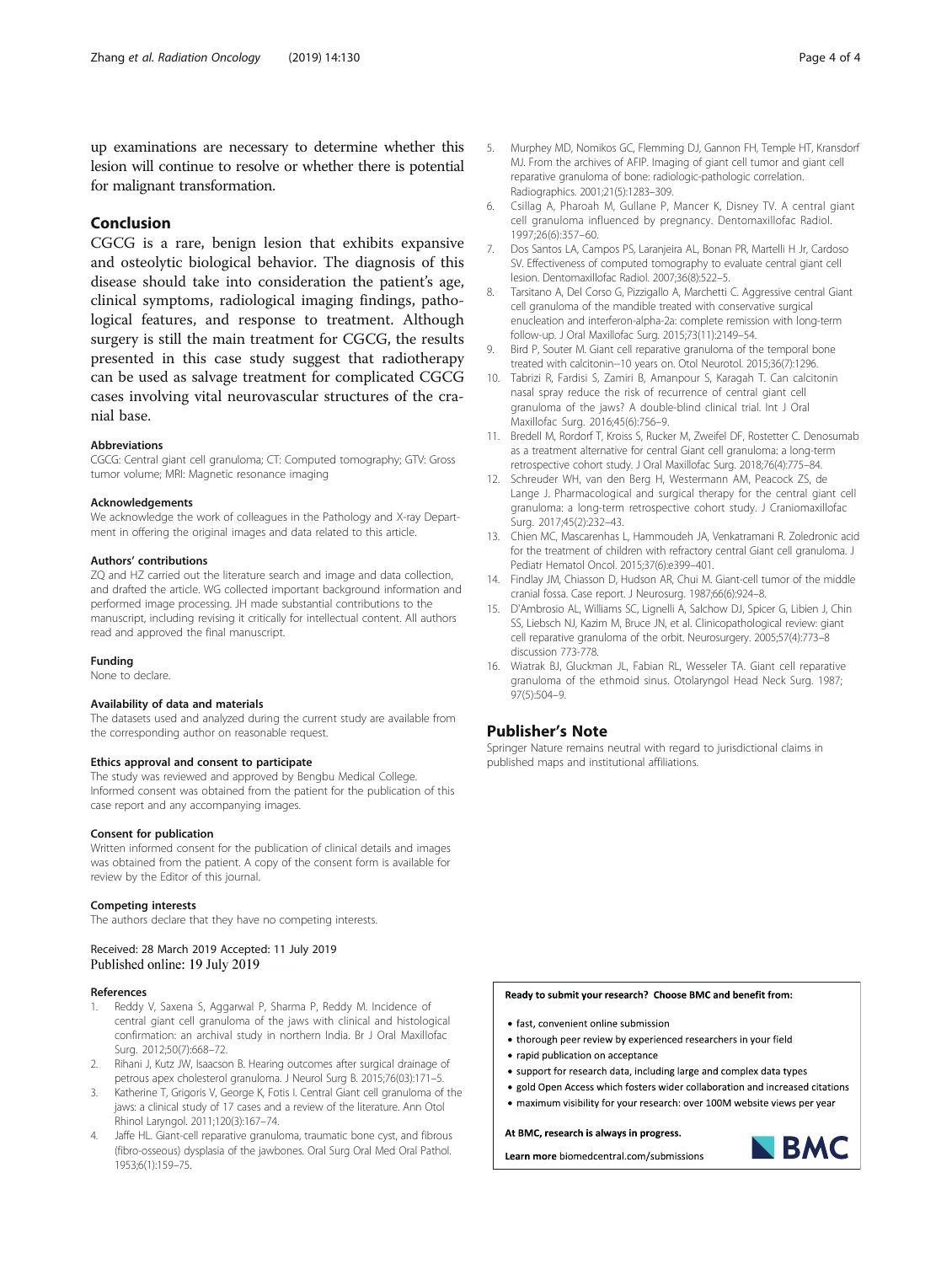up examinations are necessary to determine whether this lesion will continue to resolve or whether there is potential for malignant transformation.

## Conclusion

CGCG is a rare, benign lesion that exhibits expansive and osteolytic biological behavior. The diagnosis of this disease should take into consideration the patient's age, clinical symptoms, radiological imaging findings, pathological features, and response to treatment. Although surgery is still the main treatment for CGCG, the results presented in this case study suggest that radiotherapy can be used as salvage treatment for complicated CGCG cases involving vital neurovascular structures of the cranial base.

#### Abbreviations

CGCG: Central giant cell granuloma; CT: Computed tomography; GTV: Gross tumor volume; MRI: Magnetic resonance imaging

#### Acknowledgements

We acknowledge the work of colleagues in the Pathology and X-ray Department in offering the original images and data related to this article.

#### Authors' contributions

ZQ and HZ carried out the literature search and image and data collection, and drafted the article. WG collected important background information and performed image processing. JH made substantial contributions to the manuscript, including revising it critically for intellectual content. All authors read and approved the final manuscript.

#### Funding

None to declare.

#### Availability of data and materials

The datasets used and analyzed during the current study are available from the corresponding author on reasonable request.

#### Ethics approval and consent to participate

The study was reviewed and approved by Bengbu Medical College. Informed consent was obtained from the patient for the publication of this case report and any accompanying images.

#### Consent for publication

Written informed consent for the publication of clinical details and images was obtained from the patient. A copy of the consent form is available for review by the Editor of this journal.

#### Competing interests

The authors declare that they have no competing interests.

Received: 28 March 2019 Accepted: 11 July 2019
Published online: 19 July 2019

#### References

1. Reddy V, Saxena S, Aggarwal P, Sharma P, Reddy M. Incidence of central giant cell granuloma of the jaws with clinical and histological confirmation: an archival study in northern India. Br J Oral Maxillofac Surg. 2012;50(7):668–72.
2. Rihani J, Kutz JW, Isaacson B. Hearing outcomes after surgical drainage of petrous apex cholesterol granuloma. J Neurol Surg B. 2015;76(03):171–5.
3. Katherine T, Grigoris V, George K, Fotis I. Central Giant cell granuloma of the jaws: a clinical study of 17 cases and a review of the literature. Ann Otol Rhinol Laryngol. 2011;120(3):167–74.
4. Jaffe HL. Giant-cell reparative granuloma, traumatic bone cyst, and fibrous (fibro-osseous) dysplasia of the jawbones. Oral Surg Oral Med Oral Pathol. 1953;6(1):159–75.
5. Murphey MD, Nomikos GC, Flemming DJ, Gannon FH, Temple HT, Kransdorf MJ. From the archives of AFIP. Imaging of giant cell tumor and giant cell reparative granuloma of bone: radiologic-pathologic correlation. Radiographics. 2001;21(5):1283–309.
6. Csillag A, Pharoah M, Gullane P, Mancer K, Disney TV. A central giant cell granuloma influenced by pregnancy. Dentomaxillofac Radiol. 1997;26(6):357–60.
7. Dos Santos LA, Campos PS, Laranjeira AL, Bonan PR, Martelli H Jr, Cardoso SV. Effectiveness of computed tomography to evaluate central giant cell lesion. Dentomaxillofac Radiol. 2007;36(8):522–5.
8. Tarsitano A, Del Corso G, Pizzigallo A, Marchetti C. Aggressive central Giant cell granuloma of the mandible treated with conservative surgical enucleation and interferon-alpha-2a: complete remission with long-term follow-up. J Oral Maxillofac Surg. 2015;73(11):2149–54.
9. Bird P, Souter M. Giant cell reparative granuloma of the temporal bone treated with calcitonin--10 years on. Otol Neurotol. 2015;36(7):1296.
10. Tabrizi R, Fardisi S, Zamiri B, Amanpour S, Karagah T. Can calcitonin nasal spray reduce the risk of recurrence of central giant cell granuloma of the jaws? A double-blind clinical trial. Int J Oral Maxillofac Surg. 2016;45(6):756–9.
11. Bredell M, Rordorf T, Kroiss S, Rucker M, Zweifel DF, Rostetter C. Denosumab as a treatment alternative for central Giant cell granuloma: a long-term retrospective cohort study. J Oral Maxillofac Surg. 2018;76(4):775–84.
12. Schreuder WH, van den Berg H, Westermann AM, Peacock ZS, de Lange J. Pharmacological and surgical therapy for the central giant cell granuloma: a long-term retrospective cohort study. J Craniomaxillofac Surg. 2017;45(2):232–43.
13. Chien MC, Mascarenhas L, Hammoudeh JA, Venkatramani R. Zoledronic acid for the treatment of children with refractory central Giant cell granuloma. J Pediatr Hematol Oncol. 2015;37(6):e399–401.
14. Findlay JM, Chiasson D, Hudson AR, Chui M. Giant-cell tumor of the middle cranial fossa. Case report. J Neurosurg. 1987;66(6):924–8.
15. D'Ambrosio AL, Williams SC, Lignelli A, Salchow DJ, Spicer G, Libien J, Chin SS, Liebsch NJ, Kazim M, Bruce JN, et al. Clinicopathological review: giant cell reparative granuloma of the orbit. Neurosurgery. 2005;57(4):773–8 discussion 773-778.
16. Wiatrak BJ, Gluckman JL, Fabian RL, Wesseler TA. Giant cell reparative granuloma of the ethmoid sinus. Otolaryngol Head Neck Surg. 1987; 97(5):504–9.

## Publisher's Note

Springer Nature remains neutral with regard to jurisdictional claims in published maps and institutional affiliations.

**Ready to submit your research? Choose BMC and benefit from:**

- fast, convenient online submission
- thorough peer review by experienced researchers in your field
- rapid publication on acceptance
- support for research data, including large and complex data types
- gold Open Access which fosters wider collaboration and increased citations
- maximum visibility for your research: over 100M website views per year

**At BMC, research is always in progress.**

**Learn more** biomedcentral.com/submissions

BMC